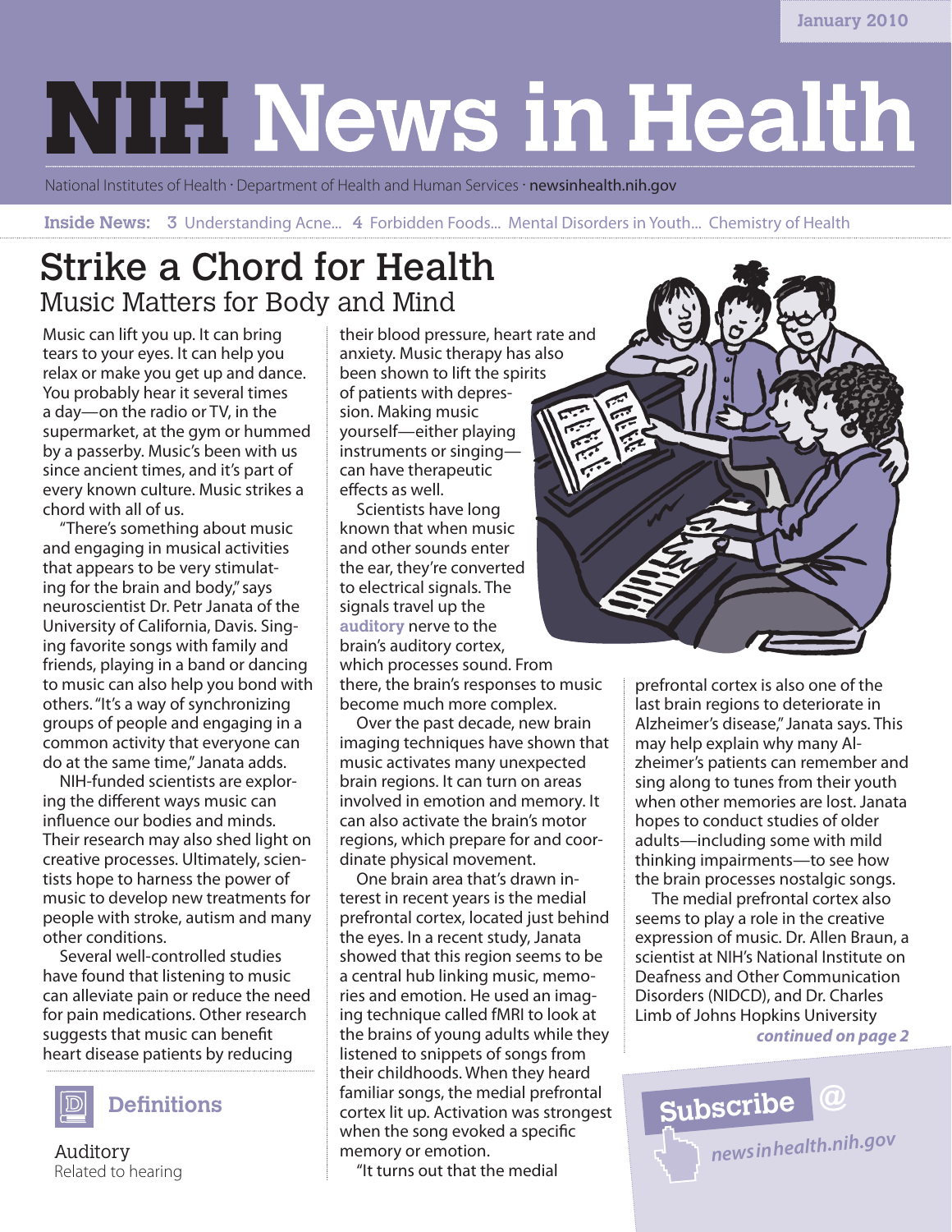January 2010

# NIH News in Health

National Institutes of Health · Department of Health and Human Services · newsinhealth.nih.gov

**Inside News:** 3 Understanding Acne... 4 Forbidden Foods... Mental Disorders in Youth... Chemistry of Health

## Strike a Chord for Health
### Music Matters for Body and Mind

Music can lift you up. It can bring tears to your eyes. It can help you relax or make you get up and dance. You probably hear it several times a day—on the radio or TV, in the supermarket, at the gym or hummed by a passerby. Music's been with us since ancient times, and it's part of every known culture. Music strikes a chord with all of us.

"There's something about music and engaging in musical activities that appears to be very stimulating for the brain and body," says neuroscientist Dr. Petr Janata of the University of California, Davis. Singing favorite songs with family and friends, playing in a band or dancing to music can also help you bond with others. "It's a way of synchronizing groups of people and engaging in a common activity that everyone can do at the same time," Janata adds.

NIH-funded scientists are exploring the different ways music can influence our bodies and minds. Their research may also shed light on creative processes. Ultimately, scientists hope to harness the power of music to develop new treatments for people with stroke, autism and many other conditions.

Several well-controlled studies have found that listening to music can alleviate pain or reduce the need for pain medications. Other research suggests that music can benefit heart disease patients by reducing their blood pressure, heart rate and anxiety. Music therapy has also been shown to lift the spirits of patients with depression. Making music yourself—either playing instruments or singing—can have therapeutic effects as well.

Scientists have long known that when music and other sounds enter the ear, they're converted to electrical signals. The signals travel up the **auditory** nerve to the brain's auditory cortex, which processes sound. From there, the brain's responses to music become much more complex.

Over the past decade, new brain imaging techniques have shown that music activates many unexpected brain regions. It can turn on areas involved in emotion and memory. It can also activate the brain's motor regions, which prepare for and coordinate physical movement.

One brain area that's drawn interest in recent years is the medial prefrontal cortex, located just behind the eyes. In a recent study, Janata showed that this region seems to be a central hub linking music, memories and emotion. He used an imaging technique called fMRI to look at the brains of young adults while they listened to snippets of songs from their childhoods. When they heard familiar songs, the medial prefrontal cortex lit up. Activation was strongest when the song evoked a specific memory or emotion.

"It turns out that the medial prefrontal cortex is also one of the last brain regions to deteriorate in Alzheimer's disease," Janata says. This may help explain why many Alzheimer's patients can remember and sing along to tunes from their youth when other memories are lost. Janata hopes to conduct studies of older adults—including some with mild thinking impairments—to see how the brain processes nostalgic songs.

The medial prefrontal cortex also seems to play a role in the creative expression of music. Dr. Allen Braun, a scientist at NIH's National Institute on Deafness and Other Communication Disorders (NIDCD), and Dr. Charles Limb of Johns Hopkins University

***continued on page 2***

### Definitions

**Auditory**
Related to hearing

**Subscribe @** *newsinhealth.nih.gov*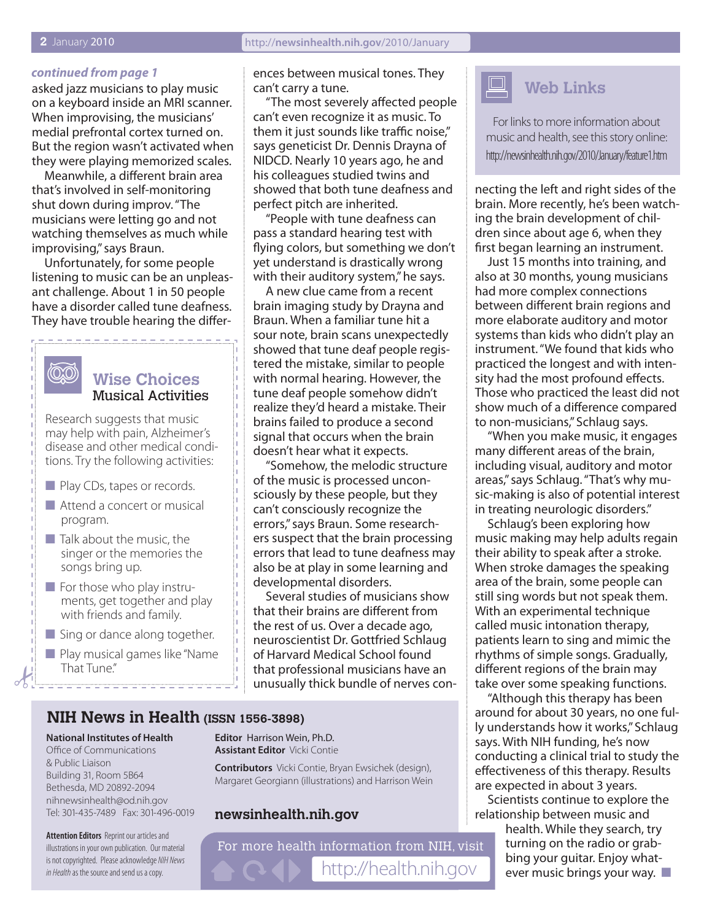*continued from page 1*

asked jazz musicians to play music on a keyboard inside an MRI scanner. When improvising, the musicians' medial prefrontal cortex turned on. But the region wasn't activated when they were playing memorized scales.

Meanwhile, a different brain area that's involved in self-monitoring shut down during improv. "The musicians were letting go and not watching themselves as much while improvising," says Braun.

Unfortunately, for some people listening to music can be an unpleasant challenge. About 1 in 50 people have a disorder called tune deafness. They have trouble hearing the differences between musical tones. They can't carry a tune.

"The most severely affected people can't even recognize it as music. To them it just sounds like traffic noise," says geneticist Dr. Dennis Drayna of NIDCD. Nearly 10 years ago, he and his colleagues studied twins and showed that both tune deafness and perfect pitch are inherited.

"People with tune deafness can pass a standard hearing test with flying colors, but something we don't yet understand is drastically wrong with their auditory system," he says.

A new clue came from a recent brain imaging study by Drayna and Braun. When a familiar tune hit a sour note, brain scans unexpectedly showed that tune deaf people registered the mistake, similar to people with normal hearing. However, the tune deaf people somehow didn't realize they'd heard a mistake. Their brains failed to produce a second signal that occurs when the brain doesn't hear what it expects.

"Somehow, the melodic structure of the music is processed unconsciously by these people, but they can't consciously recognize the errors," says Braun. Some researchers suspect that the brain processing errors that lead to tune deafness may also be at play in some learning and developmental disorders.

Several studies of musicians show that their brains are different from the rest of us. Over a decade ago, neuroscientist Dr. Gottfried Schlaug of Harvard Medical School found that professional musicians have an unusually thick bundle of nerves connecting the left and right sides of the brain. More recently, he's been watching the brain development of children since about age 6, when they first began learning an instrument.

Just 15 months into training, and also at 30 months, young musicians had more complex connections between different brain regions and more elaborate auditory and motor systems than kids who didn't play an instrument. "We found that kids who practiced the longest and with intensity had the most profound effects. Those who practiced the least did not show much of a difference compared to non-musicians," Schlaug says.

"When you make music, it engages many different areas of the brain, including visual, auditory and motor areas," says Schlaug. "That's why music-making is also of potential interest in treating neurologic disorders."

Schlaug's been exploring how music making may help adults regain their ability to speak after a stroke. When stroke damages the speaking area of the brain, some people can still sing words but not speak them. With an experimental technique called music intonation therapy, patients learn to sing and mimic the rhythms of simple songs. Gradually, different regions of the brain may take over some speaking functions.

"Although this therapy has been around for about 30 years, no one fully understands how it works," Schlaug says. With NIH funding, he's now conducting a clinical trial to study the effectiveness of this therapy. Results are expected in about 3 years.

Scientists continue to explore the relationship between music and health. While they search, try turning on the radio or grabbing your guitar. Enjoy whatever music brings your way. ■

## Wise Choices
### Musical Activities

Research suggests that music may help with pain, Alzheimer's disease and other medical conditions. Try the following activities:

- Play CDs, tapes or records.
- Attend a concert or musical program.
- Talk about the music, the singer or the memories the songs bring up.
- For those who play instruments, get together and play with friends and family.
- Sing or dance along together.
- Play musical games like "Name That Tune."

## Web Links

For links to more information about music and health, see this story online: http://newsinhealth.nih.gov/2010/January/feature1.htm

## NIH News in Health (ISSN 1556-3898)

**National Institutes of Health**
Office of Communications & Public Liaison
Building 31, Room 5B64
Bethesda, MD 20892-2094
nihnewsinhealth@od.nih.gov
Tel: 301-435-7489 Fax: 301-496-0019

**Editor** Harrison Wein, Ph.D.
**Assistant Editor** Vicki Contie

**Contributors** Vicki Contie, Bryan Ewsichek (design), Margaret Georgiannn (illustrations) and Harrison Wein

**newsinhealth.nih.gov**

**Attention Editors** Reprint our articles and illustrations in your own publication. Our material is not copyrighted. Please acknowledge *NIH News in Health* as the source and send us a copy.

For more health information from NIH, visit http://health.nih.gov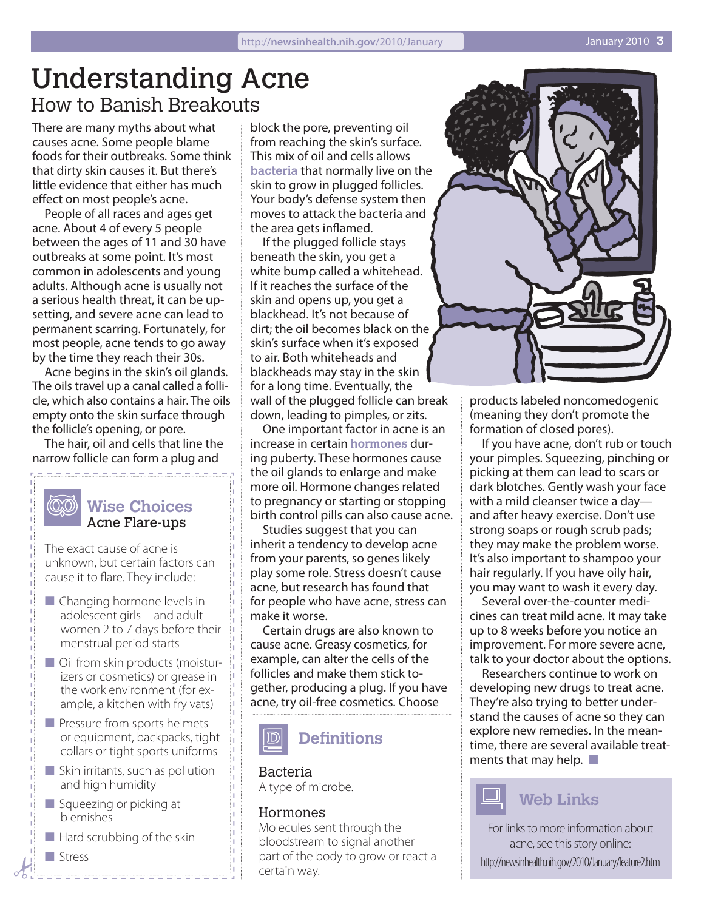# Understanding Acne

## How to Banish Breakouts

There are many myths about what causes acne. Some people blame foods for their outbreaks. Some think that dirty skin causes it. But there's little evidence that either has much effect on most people's acne.

People of all races and ages get acne. About 4 of every 5 people between the ages of 11 and 30 have outbreaks at some point. It's most common in adolescents and young adults. Although acne is usually not a serious health threat, it can be upsetting, and severe acne can lead to permanent scarring. Fortunately, for most people, acne tends to go away by the time they reach their 30s.

Acne begins in the skin's oil glands. The oils travel up a canal called a follicle, which also contains a hair. The oils empty onto the skin surface through the follicle's opening, or pore.

The hair, oil and cells that line the narrow follicle can form a plug and block the pore, preventing oil from reaching the skin's surface. This mix of oil and cells allows **bacteria** that normally live on the skin to grow in plugged follicles. Your body's defense system then moves to attack the bacteria and the area gets inflamed.

If the plugged follicle stays beneath the skin, you get a white bump called a whitehead. If it reaches the surface of the skin and opens up, you get a blackhead. It's not because of dirt; the oil becomes black on the skin's surface when it's exposed to air. Both whiteheads and blackheads may stay in the skin for a long time. Eventually, the wall of the plugged follicle can break down, leading to pimples, or zits.

One important factor in acne is an increase in certain **hormones** during puberty. These hormones cause the oil glands to enlarge and make more oil. Hormone changes related to pregnancy or starting or stopping birth control pills can also cause acne.

Studies suggest that you can inherit a tendency to develop acne from your parents, so genes likely play some role. Stress doesn't cause acne, but research has found that for people who have acne, stress can make it worse.

Certain drugs are also known to cause acne. Greasy cosmetics, for example, can alter the cells of the follicles and make them stick together, producing a plug. If you have acne, try oil-free cosmetics. Choose products labeled noncomedogenic (meaning they don't promote the formation of closed pores).

If you have acne, don't rub or touch your pimples. Squeezing, pinching or picking at them can lead to scars or dark blotches. Gently wash your face with a mild cleanser twice a day—and after heavy exercise. Don't use strong soaps or rough scrub pads; they may make the problem worse. It's also important to shampoo your hair regularly. If you have oily hair, you may want to wash it every day.

Several over-the-counter medicines can treat mild acne. It may take up to 8 weeks before you notice an improvement. For more severe acne, talk to your doctor about the options.

Researchers continue to work on developing new drugs to treat acne. They're also trying to better understand the causes of acne so they can explore new remedies. In the meantime, there are several available treatments that may help.

### Wise Choices
**Acne Flare-ups**

The exact cause of acne is unknown, but certain factors can cause it to flare. They include:

- Changing hormone levels in adolescent girls—and adult women 2 to 7 days before their menstrual period starts
- Oil from skin products (moisturizers or cosmetics) or grease in the work environment (for example, a kitchen with fry vats)
- Pressure from sports helmets or equipment, backpacks, tight collars or tight sports uniforms
- Skin irritants, such as pollution and high humidity
- Squeezing or picking at blemishes
- Hard scrubbing of the skin
- Stress

### Definitions

**Bacteria**
A type of microbe.

**Hormones**
Molecules sent through the bloodstream to signal another part of the body to grow or react a certain way.

### Web Links

For links to more information about acne, see this story online:
http://newsinhealth.nih.gov/2010/January/feature2.htm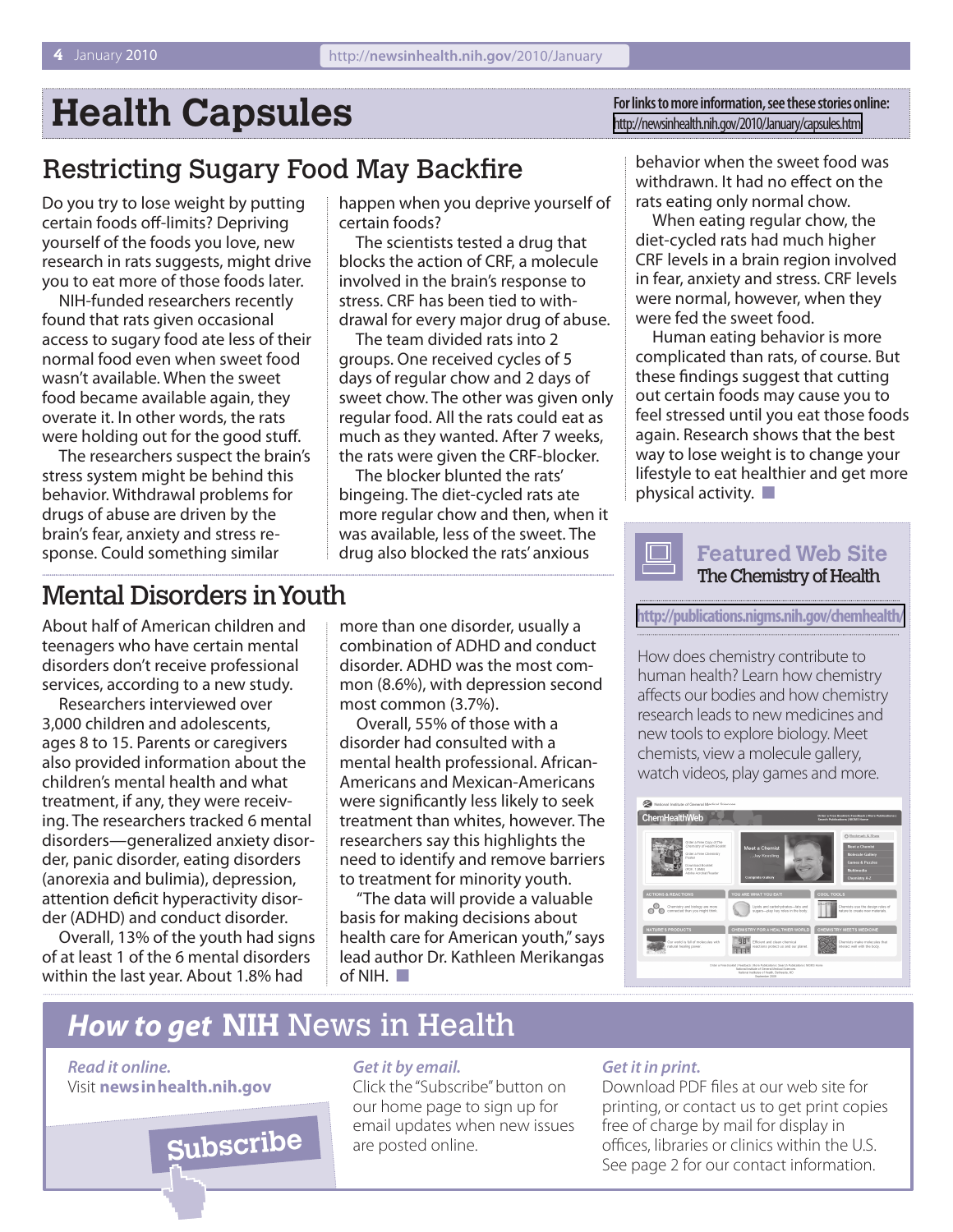# Health Capsules

For links to more information, see these stories online: http://newsinhealth.nih.gov/2010/January/capsules.htm

## Restricting Sugary Food May Backfire

Do you try to lose weight by putting certain foods off-limits? Depriving yourself of the foods you love, new research in rats suggests, might drive you to eat more of those foods later.

NIH-funded researchers recently found that rats given occasional access to sugary food ate less of their normal food even when sweet food wasn't available. When the sweet food became available again, they overate it. In other words, the rats were holding out for the good stuff.

The researchers suspect the brain's stress system might be behind this behavior. Withdrawal problems for drugs of abuse are driven by the brain's fear, anxiety and stress response. Could something similar happen when you deprive yourself of certain foods?

The scientists tested a drug that blocks the action of CRF, a molecule involved in the brain's response to stress. CRF has been tied to withdrawal for every major drug of abuse.

The team divided rats into 2 groups. One received cycles of 5 days of regular chow and 2 days of sweet chow. The other was given only regular food. All the rats could eat as much as they wanted. After 7 weeks, the rats were given the CRF-blocker.

The blocker blunted the rats' bingeing. The diet-cycled rats ate more regular chow and then, when it was available, less of the sweet. The drug also blocked the rats' anxious behavior when the sweet food was withdrawn. It had no effect on the rats eating only normal chow.

When eating regular chow, the diet-cycled rats had much higher CRF levels in a brain region involved in fear, anxiety and stress. CRF levels were normal, however, when they were fed the sweet food.

Human eating behavior is more complicated than rats, of course. But these findings suggest that cutting out certain foods may cause you to feel stressed until you eat those foods again. Research shows that the best way to lose weight is to change your lifestyle to eat healthier and get more physical activity. ■

## Mental Disorders in Youth

About half of American children and teenagers who have certain mental disorders don't receive professional services, according to a new study.

Researchers interviewed over 3,000 children and adolescents, ages 8 to 15. Parents or caregivers also provided information about the children's mental health and what treatment, if any, they were receiving. The researchers tracked 6 mental disorders—generalized anxiety disorder, panic disorder, eating disorders (anorexia and bulimia), depression, attention deficit hyperactivity disorder (ADHD) and conduct disorder.

Overall, 13% of the youth had signs of at least 1 of the 6 mental disorders within the last year. About 1.8% had more than one disorder, usually a combination of ADHD and conduct disorder. ADHD was the most common (8.6%), with depression second most common (3.7%).

Overall, 55% of those with a disorder had consulted with a mental health professional. African-Americans and Mexican-Americans were significantly less likely to seek treatment than whites, however. The researchers say this highlights the need to identify and remove barriers to treatment for minority youth.

"The data will provide a valuable basis for making decisions about health care for American youth," says lead author Dr. Kathleen Merikangas of NIH. ■

## Featured Web Site
### The Chemistry of Health

http://publications.nigms.nih.gov/chemhealth/

How does chemistry contribute to human health? Learn how chemistry affects our bodies and how chemistry research leads to new medicines and new tools to explore biology. Meet chemists, view a molecule gallery, watch videos, play games and more.

## *How to get* NIH News in Health

***Read it online.***
Visit **newsinhealth.nih.gov**

Subscribe

***Get it by email.***
Click the "Subscribe" button on our home page to sign up for email updates when new issues are posted online.

***Get it in print.***
Download PDF files at our web site for printing, or contact us to get print copies free of charge by mail for display in offices, libraries or clinics within the U.S. See page 2 for our contact information.